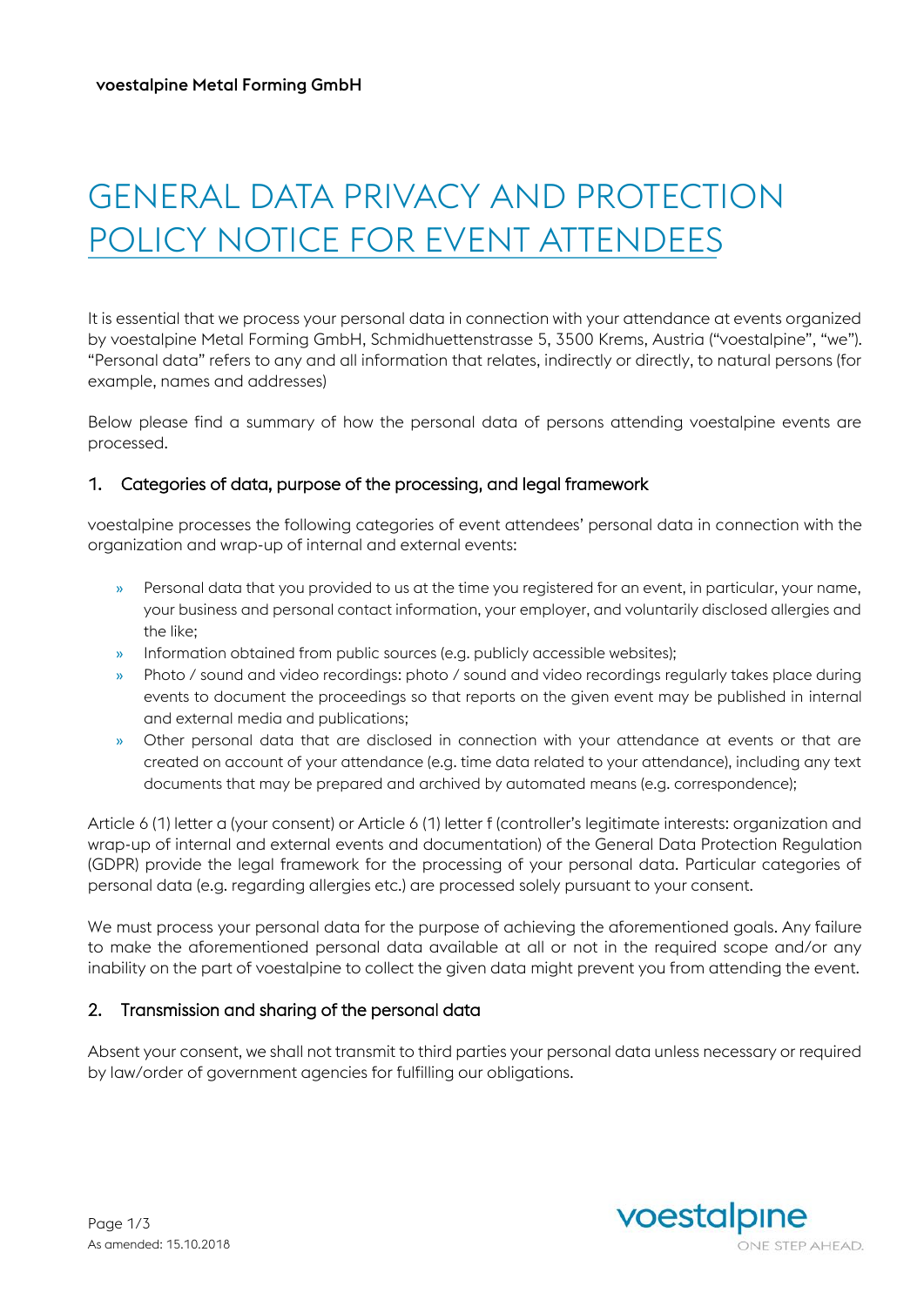voestalpine Metal Forming GmbH

# GENERAL DATA PRIVACY AND PROTECTION POLICY NOTICE FOR EVENT ATTENDEES

It is essential that we process your personal data in connection with your attendance at events organized by voestalpine Metal Forming GmbH, Schmidhuettenstrasse 5, 3500 Krems, Austria ("voestalpine", "we"). "Personal data" refers to any and all information that relates, indirectly or directly, to natural persons (for example, names and addresses)

Below please find a summary of how the personal data of persons attending voestalpine events are processed.

## 1. Categories of data, purpose of the processing, and legal framework

voestalpine processes the following categories of event attendees' personal data in connection with the organization and wrap-up of internal and external events:

- Personal data that you provided to us at the time you registered for an event, in particular, your name, your business and personal contact information, your employer, and voluntarily disclosed allergies and the like;
- Information obtained from public sources (e.g. publicly accessible websites);
- Photo / sound and video recordings: photo / sound and video recordings regularly takes place during events to document the proceedings so that reports on the given event may be published in internal and external media and publications;
- Other personal data that are disclosed in connection with your attendance at events or that are created on account of your attendance (e.g. time data related to your attendance), including any text documents that may be prepared and archived by automated means (e.g. correspondence);

Article 6 (1) letter a (your consent) or Article 6 (1) letter f (controller's legitimate interests: organization and wrap-up of internal and external events and documentation) of the General Data Protection Regulation (GDPR) provide the legal framework for the processing of your personal data. Particular categories of personal data (e.g. regarding allergies etc.) are processed solely pursuant to your consent.

We must process your personal data for the purpose of achieving the aforementioned goals. Any failure to make the aforementioned personal data available at all or not in the required scope and/or any inability on the part of voestalpine to collect the given data might prevent you from attending the event.

## 2. Transmission and sharing of the personal data

Absent your consent, we shall not transmit to third parties your personal data unless necessary or required by law/order of government agencies for fulfilling our obligations.

As amended: 15.10.2018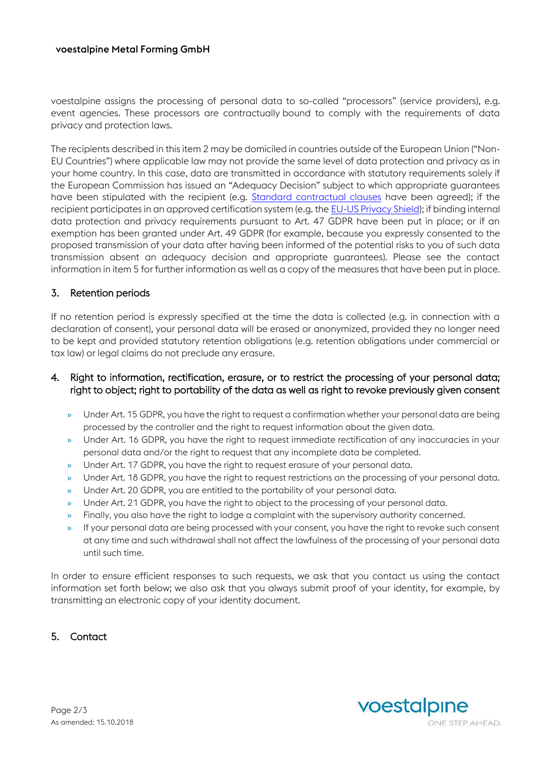voestalpine assigns the processing of personal data to so-called "processors" (service providers), e.g. event agencies. These processors are contractually bound to comply with the requirements of data privacy and protection laws.

The recipients described in this item 2 may be domiciled in countries outside of the European Union ("Non-EU Countries") where applicable law may not provide the same level of data protection and privacy as in your home country. In this case, data are transmitted in accordance with statutory requirements solely if the European Commission has issued an "Adequacy Decision" subject to which appropriate guarantees have been stipulated with the recipient (e.g. Standard contractual clauses have been agreed); if the recipient participates in an approved certification system (e.g. the EU-US Privacy Shield); if binding internal data protection and privacy requirements pursuant to Art. 47 GDPR have been put in place; or if an exemption has been granted under Art. 49 GDPR (for example, because you expressly consented to the proposed transmission of your data after having been informed of the potential risks to you of such data transmission absent an adequacy decision and appropriate guarantees). Please see the contact information in item 5 for further information as well as a copy of the measures that have been put in place.

## 3. Retention periods

If no retention period is expressly specified at the time the data is collected (e.g. in connection with a declaration of consent), your personal data will be erased or anonymized, provided they no longer need to be kept and provided statutory retention obligations (e.g. retention obligations under commercial or tax law) or legal claims do not preclude any erasure.

## 4. Right to information, rectification, erasure, or to restrict the processing of your personal data; right to object; right to portability of the data as well as right to revoke previously given consent

- Under Art. 15 GDPR, you have the right to request a confirmation whether your personal data are being processed by the controller and the right to request information about the given data.
- Under Art. 16 GDPR, you have the right to request immediate rectification of any inaccuracies in your personal data and/or the right to request that any incomplete data be completed.
- Under Art. 17 GDPR, you have the right to request erasure of your personal data.
- Under Art. 18 GDPR, you have the right to request restrictions on the processing of your personal data.
- Under Art. 20 GDPR, you are entitled to the portability of your personal data.
- Under Art. 21 GDPR, you have the right to object to the processing of your personal data.
- Finally, you also have the right to lodge a complaint with the supervisory authority concerned.
- If your personal data are being processed with your consent, you have the right to revoke such consent at any time and such withdrawal shall not affect the lawfulness of the processing of your personal data until such time.

In order to ensure efficient responses to such requests, we ask that you contact us using the contact information set forth below; we also ask that you always submit proof of your identity, for example, by transmitting an electronic copy of your identity document.

## 5. Contact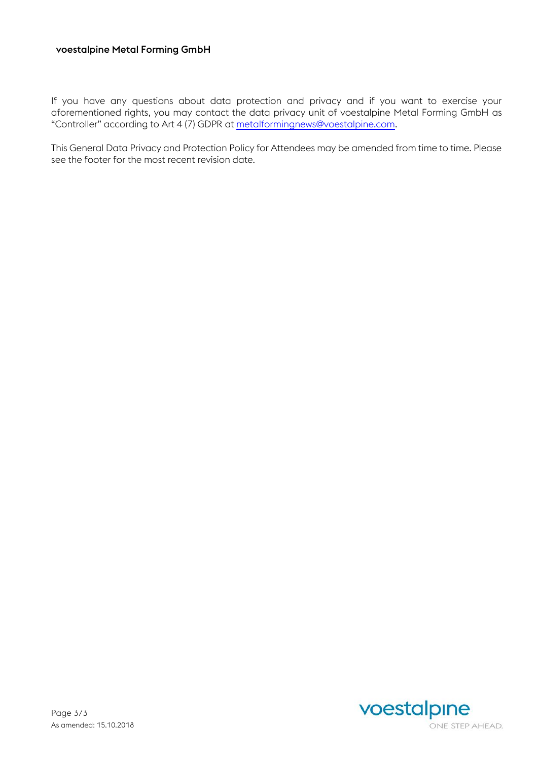If you have any questions about data protection and privacy and if you want to exercise your aforementioned rights, you may contact the data privacy unit of voestalpine Metal Forming GmbH as "Controller" according to Art 4 (7) GDPR at metalformingnews@voestalpine.com.

This General Data Privacy and Protection Policy for Attendees may be amended from time to time. Please see the footer for the most recent revision date.

As amended: 15.10.2018